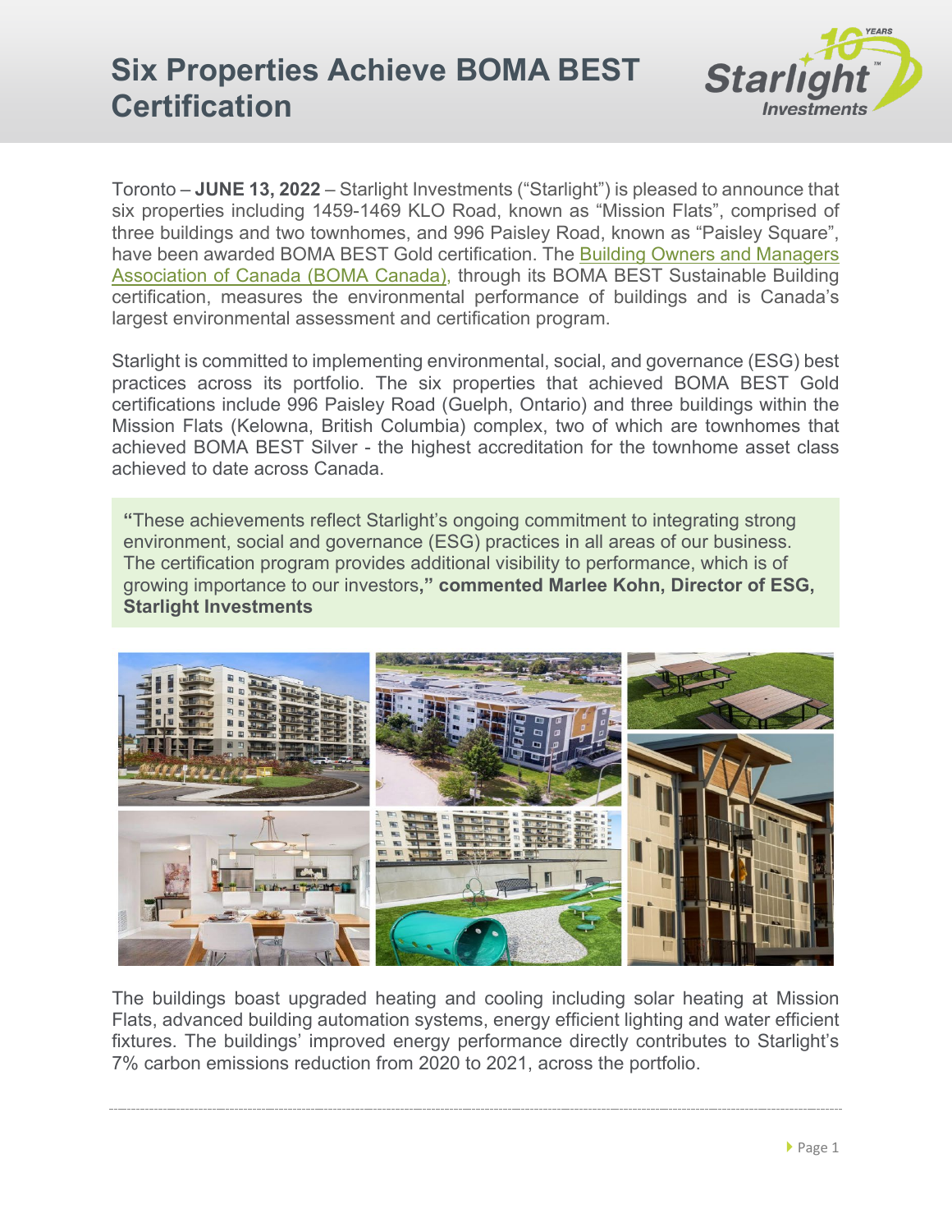# Six Properties Achieve BOMA BEST Certification

Toronto – **JUNE 13, 2022** – Starlight Investments ("Starlight") is pleased to announce that six properties including 1459-1469 KLO Road, known as "Mission Flats", comprised of three buildings and two townhomes, and 996 Paisley Road, known as "Paisley Square", have been awarded BOMA BEST Gold certification. The Building Owners and Managers Association of Canada (BOMA Canada), through its BOMA BEST Sustainable Building certification, measures the environmental performance of buildings and is Canada's largest environmental assessment and certification program.

Starlight is committed to implementing environmental, social, and governance (ESG) best practices across its portfolio. The six properties that achieved BOMA BEST Gold certifications include 996 Paisley Road (Guelph, Ontario) and three buildings within the Mission Flats (Kelowna, British Columbia) complex, two of which are townhomes that achieved BOMA BEST Silver - the highest accreditation for the townhome asset class achieved to date across Canada.

> **"**These achievements reflect Starlight's ongoing commitment to integrating strong environment, social and governance (ESG) practices in all areas of our business. The certification program provides additional visibility to performance, which is of growing importance to our investors**," commented Marlee Kohn, Director of ESG, Starlight Investments**

The buildings boast upgraded heating and cooling including solar heating at Mission Flats, advanced building automation systems, energy efficient lighting and water efficient fixtures. The buildings' improved energy performance directly contributes to Starlight's 7% carbon emissions reduction from 2020 to 2021, across the portfolio.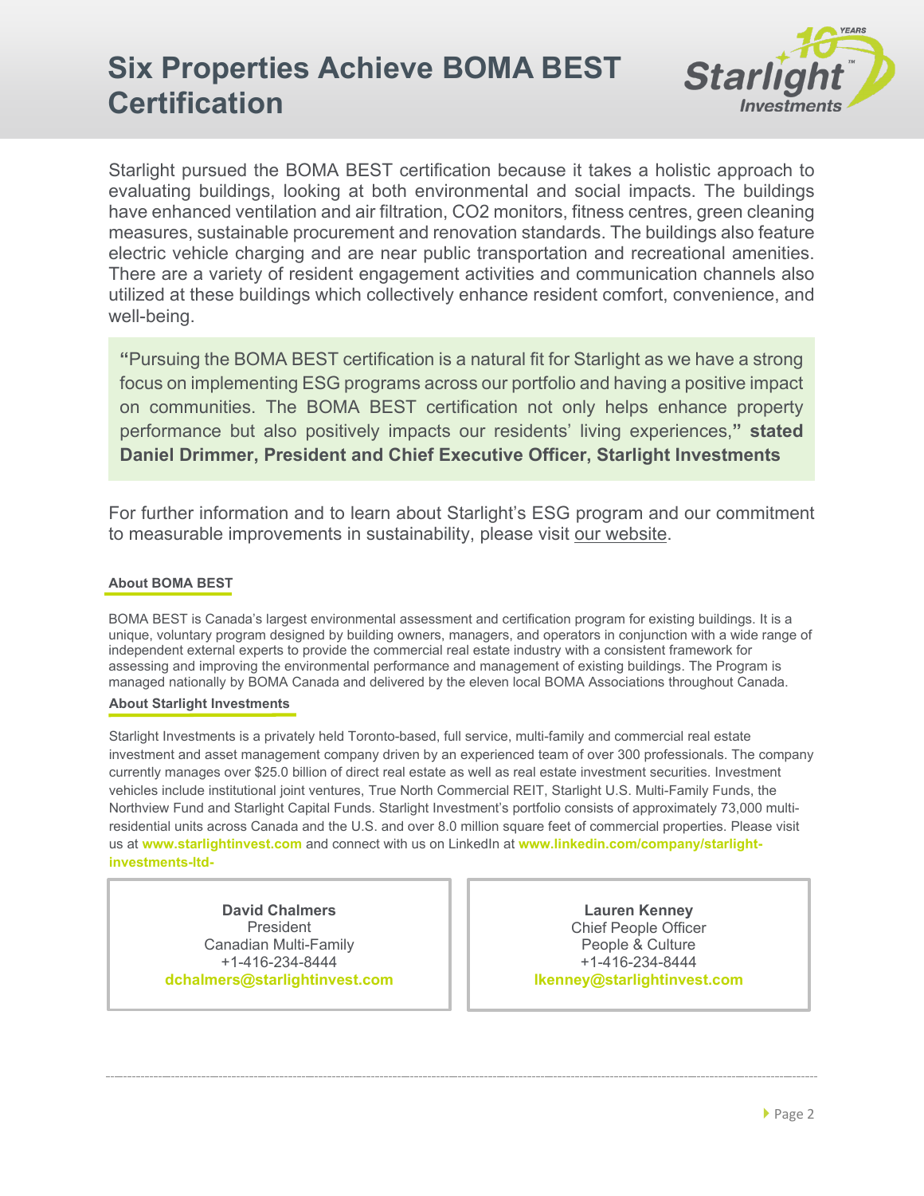# Six Properties Achieve BOMA BEST Certification

Starlight pursued the BOMA BEST certification because it takes a holistic approach to evaluating buildings, looking at both environmental and social impacts. The buildings have enhanced ventilation and air filtration, $CO_2$ monitors, fitness centres, green cleaning measures, sustainable procurement and renovation standards. The buildings also feature electric vehicle charging and are near public transportation and recreational amenities. There are a variety of resident engagement activities and communication channels also utilized at these buildings which collectively enhance resident comfort, convenience, and well-being.

> **"**Pursuing the BOMA BEST certification is a natural fit for Starlight as we have a strong focus on implementing ESG programs across our portfolio and having a positive impact on communities. The BOMA BEST certification not only helps enhance property performance but also positively impacts our residents' living experiences,**" stated Daniel Drimmer, President and Chief Executive Officer, Starlight Investments**

For further information and to learn about Starlight's ESG program and our commitment to measurable improvements in sustainability, please visit our website.

#### About BOMA BEST

BOMA BEST is Canada's largest environmental assessment and certification program for existing buildings. It is a unique, voluntary program designed by building owners, managers, and operators in conjunction with a wide range of independent external experts to provide the commercial real estate industry with a consistent framework for assessing and improving the environmental performance and management of existing buildings. The Program is managed nationally by BOMA Canada and delivered by the eleven local BOMA Associations throughout Canada.

#### About Starlight Investments

Starlight Investments is a privately held Toronto-based, full service, multi-family and commercial real estate investment and asset management company driven by an experienced team of over 300 professionals. The company currently manages over $25.0 billion of direct real estate as well as real estate investment securities. Investment vehicles include institutional joint ventures, True North Commercial REIT, Starlight U.S. Multi-Family Funds, the Northview Fund and Starlight Capital Funds. Starlight Investment's portfolio consists of approximately 73,000 multi-residential units across Canada and the U.S. and over 8.0 million square feet of commercial properties. Please visit us at **www.starlightinvest.com** and connect with us on LinkedIn at **www.linkedin.com/company/starlight-investments-ltd-**

**David Chalmers**
President
Canadian Multi-Family
+1-416-234-8444
**dchalmers@starlightinvest.com**

**Lauren Kenney**
Chief People Officer
People & Culture
+1-416-234-8444
**lkenney@starlightinvest.com**